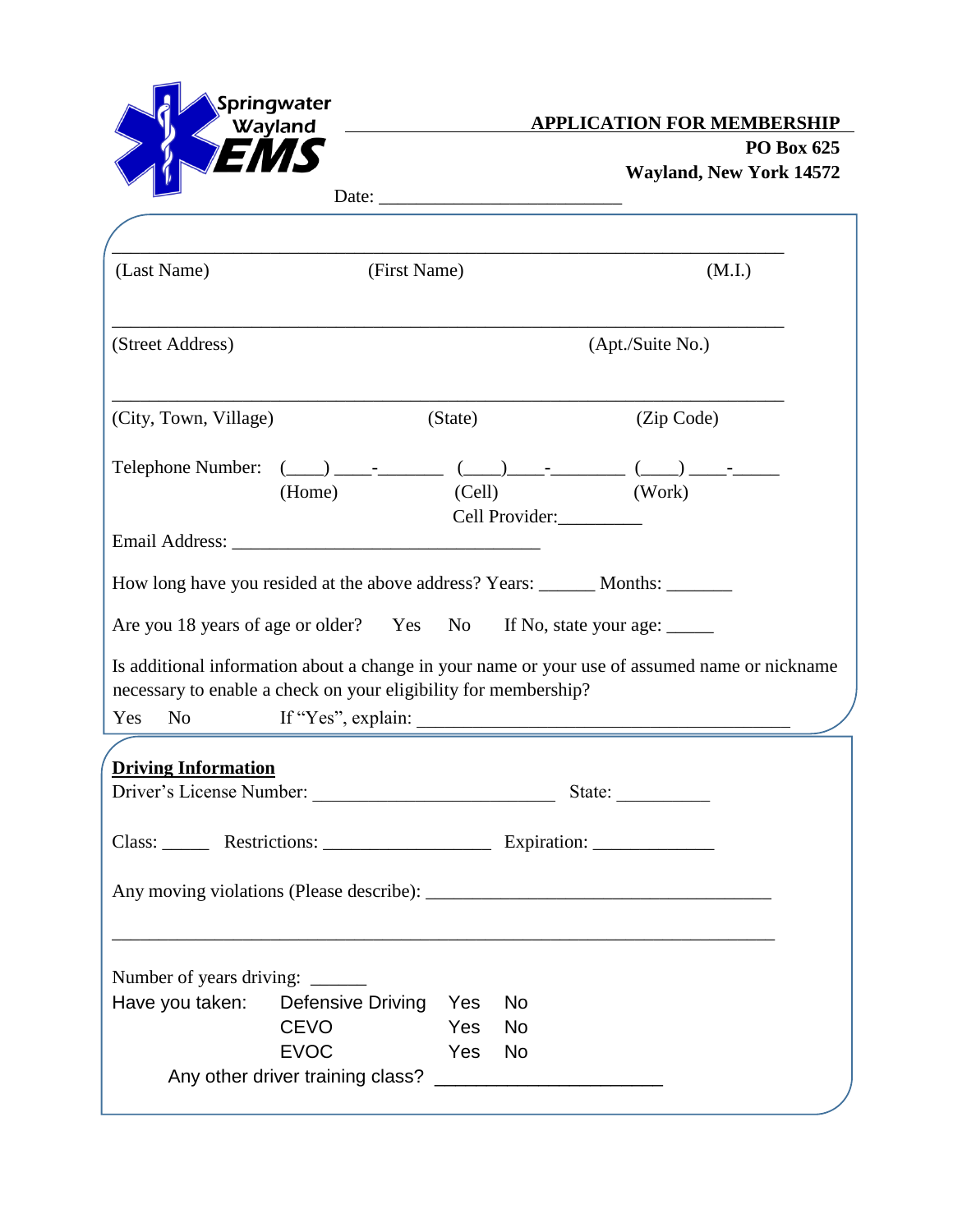Springwater Wayland EMS

## APPLICATION FOR MEMBERSHIP

**PO Box 625**
**Wayland, New York 14572**

Date: ________________________

_______________________________________________________________
(Last Name) (First Name) (M.I.)

_______________________________________________________________
(Street Address) (Apt./Suite No.)

_______________________________________________________________
(City, Town, Village) (State) (Zip Code)

Telephone Number: (____) ____-_______ (Home) (____)____-________ (Cell) (____) ____-_____ (Work)

Cell Provider:_________

Email Address: ________________________________

How long have you resided at the above address? Years: ______ Months: _______

Are you 18 years of age or older? Yes No If No, state your age: _____

Is additional information about a change in your name or your use of assumed name or nickname necessary to enable a check on your eligibility for membership?

Yes No If "Yes", explain: ________________________________________

**Driving Information**

Driver's License Number: _________________________ State: __________

Class: _____ Restrictions: __________________ Expiration: _____________

Any moving violations (Please describe): ___________________________________

_______________________________________________________________

Number of years driving: ______

Have you taken:

- Defensive Driving Yes No
- CEVO Yes No
- EVOC Yes No

Any other driver training class? _____________________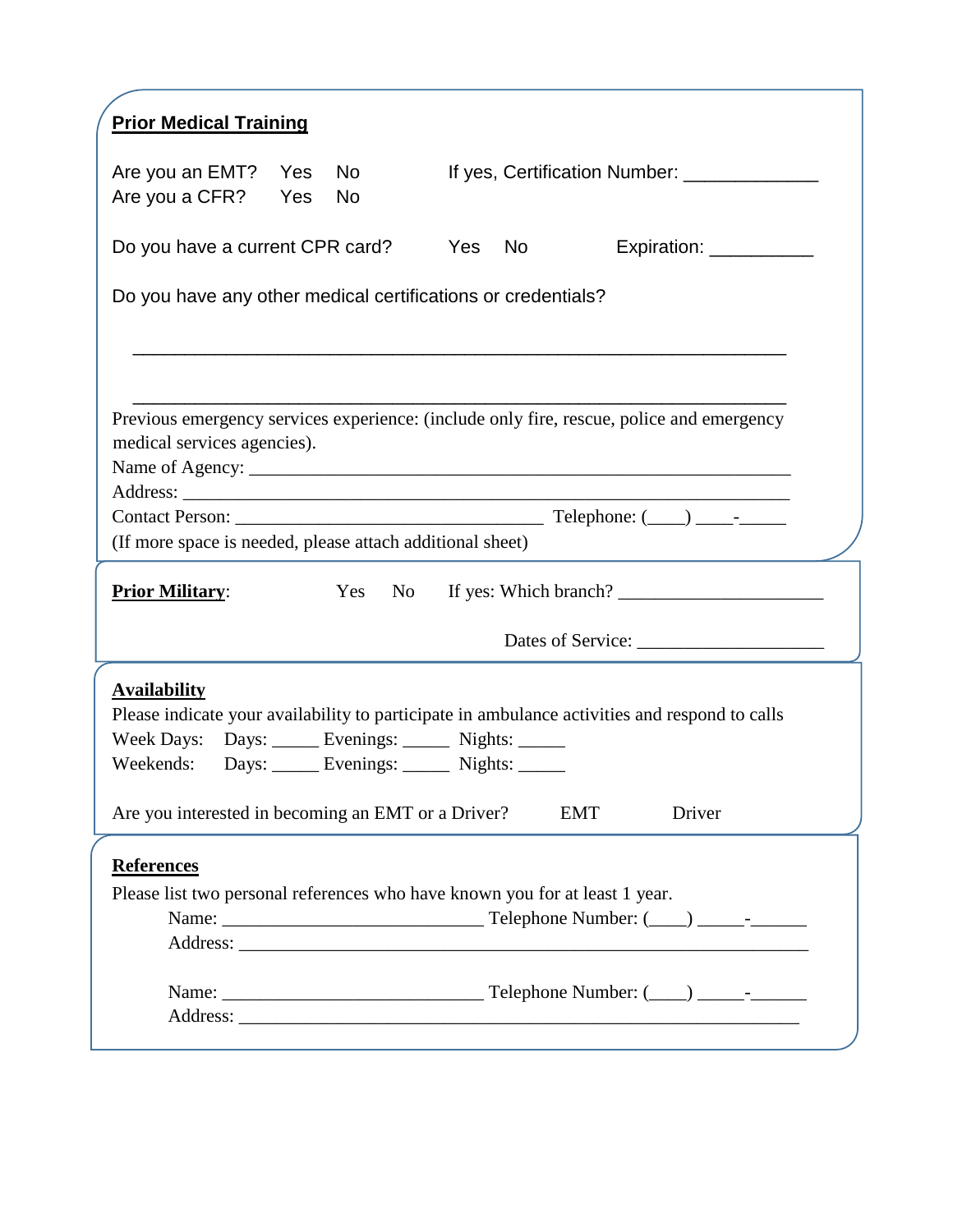**Prior Medical Training**

Are you an EMT? Yes No If yes, Certification Number: _____________

Are you a CFR? Yes No

Do you have a current CPR card? Yes No Expiration: __________

Do you have any other medical certifications or credentials?

_______________________________________________________________

_______________________________________________________________

Previous emergency services experience: (include only fire, rescue, police and emergency medical services agencies).

Name of Agency: ___________________________________________________________

Address: _________________________________________________________________

Contact Person: __________________________________ Telephone: (____) ____-_____

(If more space is needed, please attach additional sheet)

**Prior Military**: Yes No If yes: Which branch? ______________________

Dates of Service: ____________________

**Availability**

Please indicate your availability to participate in ambulance activities and respond to calls

Week Days: Days: _____ Evenings: _____ Nights: _____

Weekends: Days: _____ Evenings: _____ Nights: _____

Are you interested in becoming an EMT or a Driver? EMT Driver

**References**

Please list two personal references who have known you for at least 1 year.

Name: ____________________________ Telephone Number: (____) _____-______

Address: _______________________________________________________________

Name: ____________________________ Telephone Number: (____) _____-______

Address: ______________________________________________________________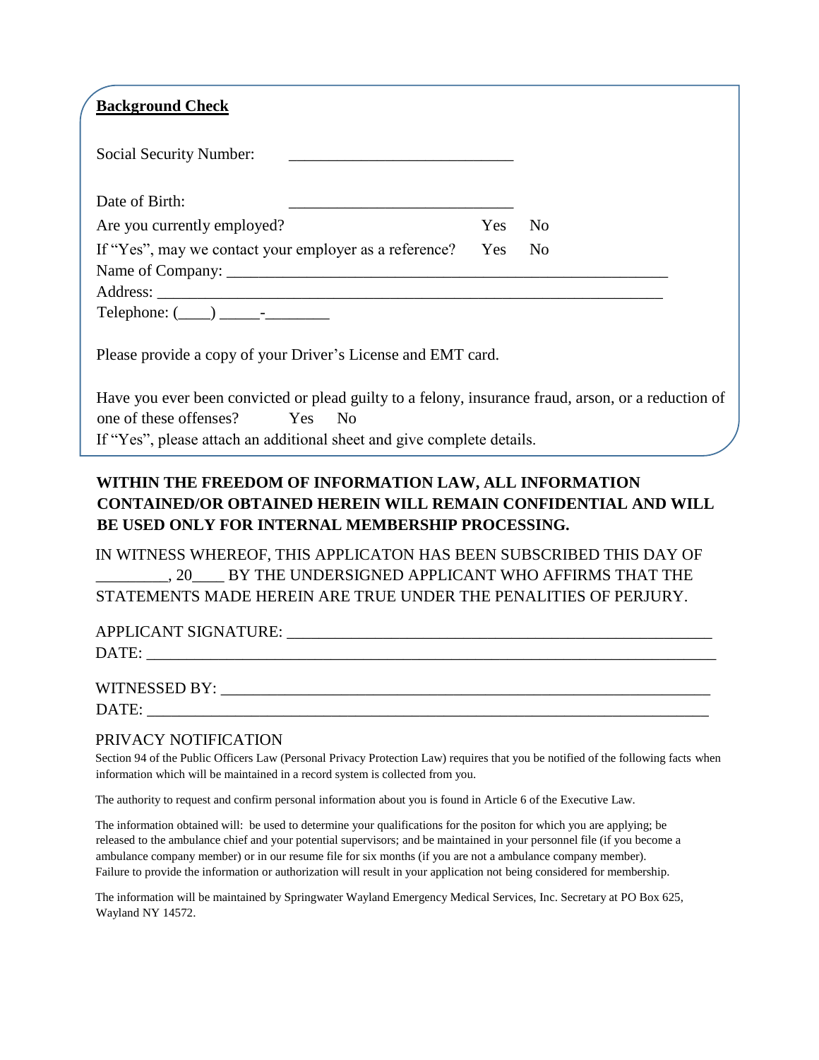**Background Check**

Social Security Number: ____________________________

Date of Birth: ____________________________

Are you currently employed? Yes No

If "Yes", may we contact your employer as a reference? Yes No

Name of Company: ___________________________________________________________

Address: ________________________________________________________________

Telephone: (____) _____-________

Please provide a copy of your Driver's License and EMT card.

Have you ever been convicted or plead guilty to a felony, insurance fraud, arson, or a reduction of one of these offenses? Yes No

If "Yes", please attach an additional sheet and give complete details.

**WITHIN THE FREEDOM OF INFORMATION LAW, ALL INFORMATION CONTAINED/OR OBTAINED HEREIN WILL REMAIN CONFIDENTIAL AND WILL BE USED ONLY FOR INTERNAL MEMBERSHIP PROCESSING.**

IN WITNESS WHEREOF, THIS APPLICATON HAS BEEN SUBSCRIBED THIS DAY OF _________, 20____ BY THE UNDERSIGNED APPLICANT WHO AFFIRMS THAT THE STATEMENTS MADE HEREIN ARE TRUE UNDER THE PENALITIES OF PERJURY.

APPLICANT SIGNATURE: ______________________________________________________

DATE: ____________________________________________________________________

WITNESSED BY: ____________________________________________________________

DATE: ____________________________________________________________________

PRIVACY NOTIFICATION

Section 94 of the Public Officers Law (Personal Privacy Protection Law) requires that you be notified of the following facts when information which will be maintained in a record system is collected from you.

The authority to request and confirm personal information about you is found in Article 6 of the Executive Law.

The information obtained will: be used to determine your qualifications for the positon for which you are applying; be released to the ambulance chief and your potential supervisors; and be maintained in your personnel file (if you become a ambulance company member) or in our resume file for six months (if you are not a ambulance company member). Failure to provide the information or authorization will result in your application not being considered for membership.

The information will be maintained by Springwater Wayland Emergency Medical Services, Inc. Secretary at PO Box 625, Wayland NY 14572.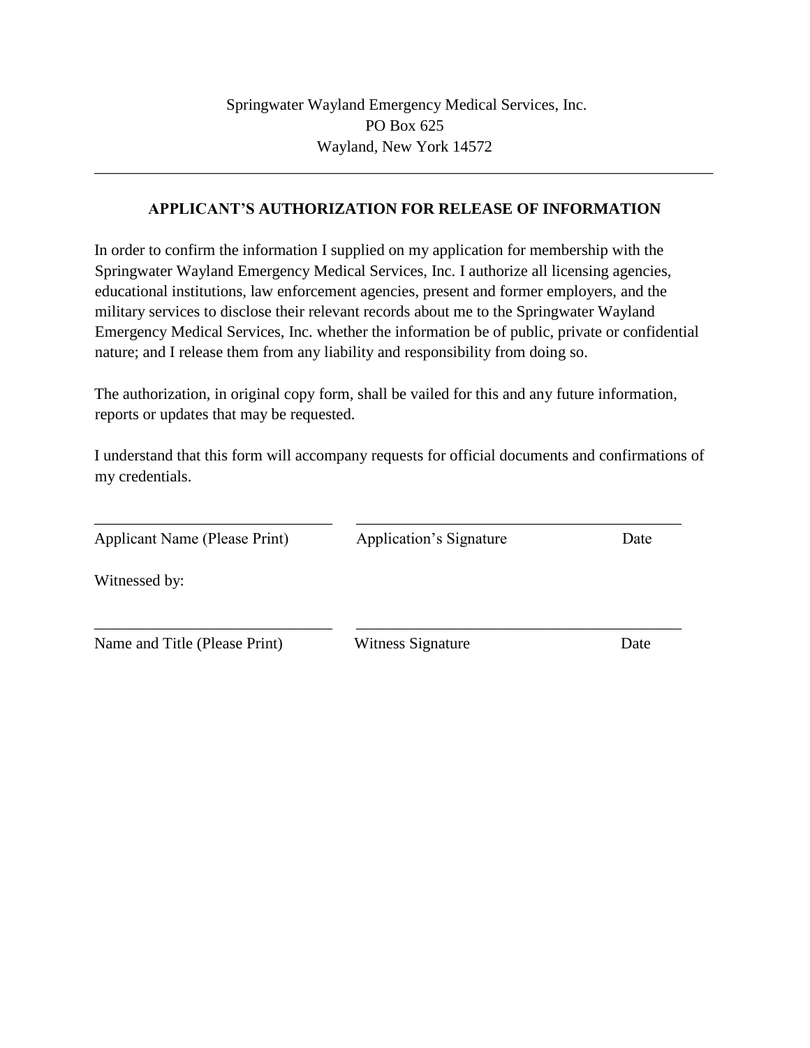Springwater Wayland Emergency Medical Services, Inc.
PO Box 625
Wayland, New York 14572

---

## APPLICANT'S AUTHORIZATION FOR RELEASE OF INFORMATION

In order to confirm the information I supplied on my application for membership with the Springwater Wayland Emergency Medical Services, Inc. I authorize all licensing agencies, educational institutions, law enforcement agencies, present and former employers, and the military services to disclose their relevant records about me to the Springwater Wayland Emergency Medical Services, Inc. whether the information be of public, private or confidential nature; and I release them from any liability and responsibility from doing so.

The authorization, in original copy form, shall be vailed for this and any future information, reports or updates that may be requested.

I understand that this form will accompany requests for official documents and confirmations of my credentials.

______________________________ ________________________________________

Applicant Name (Please Print) Application's Signature Date

Witnessed by:

______________________________ ________________________________________

Name and Title (Please Print) Witness Signature Date